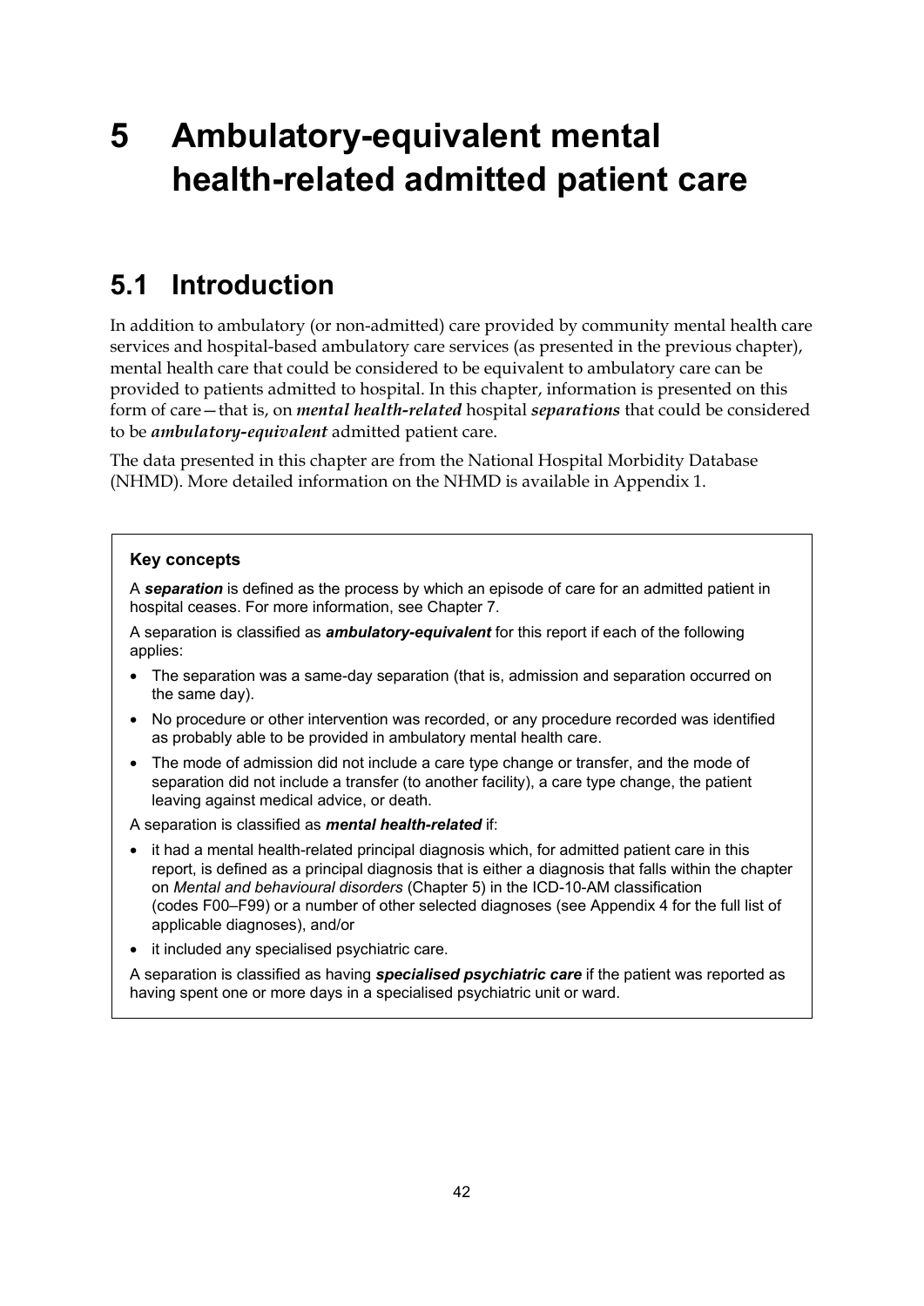# 5 Ambulatory-equivalent mental health-related admitted patient care

## 5.1 Introduction

In addition to ambulatory (or non-admitted) care provided by community mental health care services and hospital-based ambulatory care services (as presented in the previous chapter), mental health care that could be considered to be equivalent to ambulatory care can be provided to patients admitted to hospital. In this chapter, information is presented on this form of care—that is, on ***mental health-related*** hospital ***separations*** that could be considered to be ***ambulatory-equivalent*** admitted patient care.

The data presented in this chapter are from the National Hospital Morbidity Database (NHMD). More detailed information on the NHMD is available in Appendix 1.

> **Key concepts**
>
> A ***separation*** is defined as the process by which an episode of care for an admitted patient in hospital ceases. For more information, see Chapter 7.
>
> A separation is classified as ***ambulatory-equivalent*** for this report if each of the following applies:
>
> - The separation was a same-day separation (that is, admission and separation occurred on the same day).
> - No procedure or other intervention was recorded, or any procedure recorded was identified as probably able to be provided in ambulatory mental health care.
> - The mode of admission did not include a care type change or transfer, and the mode of separation did not include a transfer (to another facility), a care type change, the patient leaving against medical advice, or death.
>
> A separation is classified as ***mental health-related*** if:
>
> - it had a mental health-related principal diagnosis which, for admitted patient care in this report, is defined as a principal diagnosis that is either a diagnosis that falls within the chapter on *Mental and behavioural disorders* (Chapter 5) in the ICD-10-AM classification (codes F00–F99) or a number of other selected diagnoses (see Appendix 4 for the full list of applicable diagnoses), and/or
> - it included any specialised psychiatric care.
>
> A separation is classified as having ***specialised psychiatric care*** if the patient was reported as having spent one or more days in a specialised psychiatric unit or ward.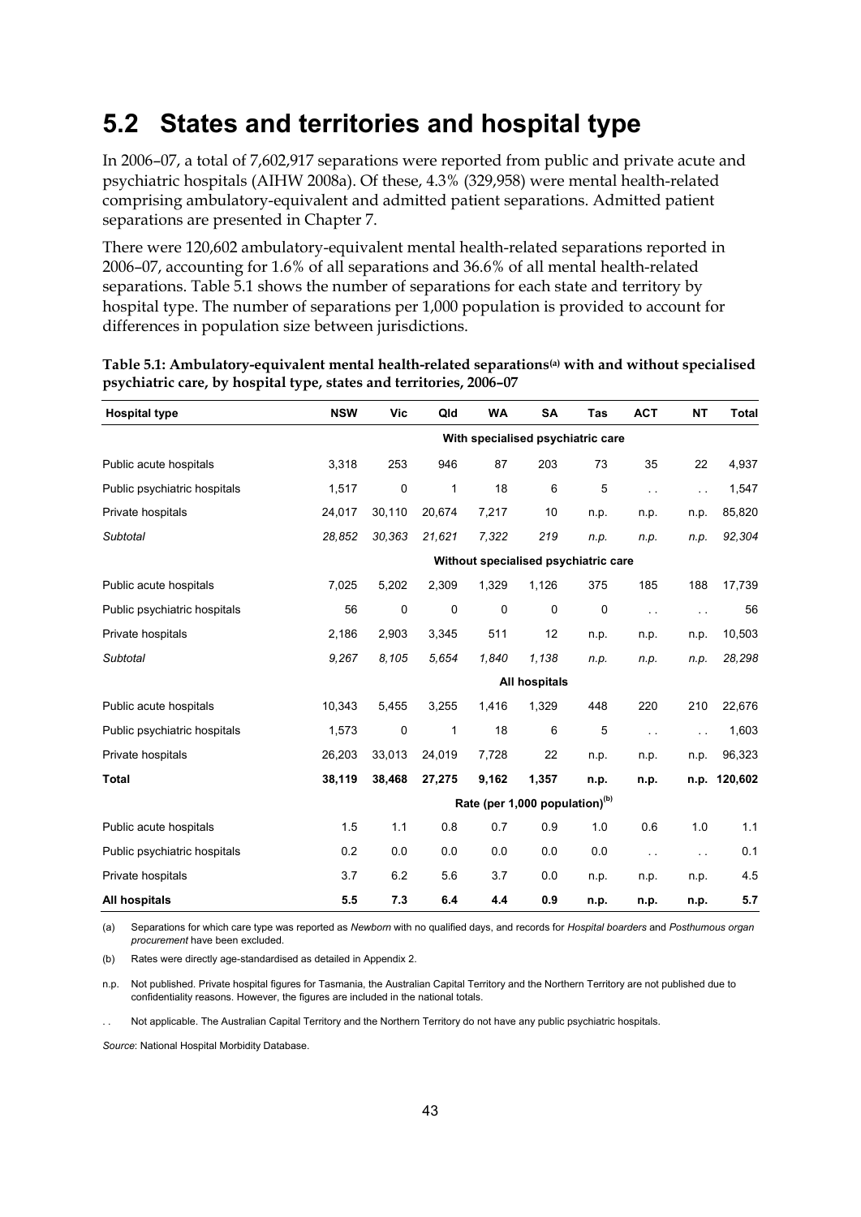## 5.2 States and territories and hospital type

In 2006–07, a total of 7,602,917 separations were reported from public and private acute and psychiatric hospitals (AIHW 2008a). Of these, 4.3% (329,958) were mental health-related comprising ambulatory-equivalent and admitted patient separations. Admitted patient separations are presented in Chapter 7.

There were 120,602 ambulatory-equivalent mental health-related separations reported in 2006–07, accounting for 1.6% of all separations and 36.6% of all mental health-related separations. Table 5.1 shows the number of separations for each state and territory by hospital type. The number of separations per 1,000 population is provided to account for differences in population size between jurisdictions.

**Table 5.1: Ambulatory-equivalent mental health-related separations[(a)] with and without specialised psychiatric care, by hospital type, states and territories, 2006–07**

| Hospital type | NSW | Vic | Qld | WA | SA | Tas | ACT | NT | Total |
|---|---|---|---|---|---|---|---|---|---|
| | | | | With specialised psychiatric care | | | | | |
| Public acute hospitals | 3,318 | 253 | 946 | 87 | 203 | 73 | 35 | 22 | 4,937 |
| Public psychiatric hospitals | 1,517 | 0 | 1 | 18 | 6 | 5 | . . | . . | 1,547 |
| Private hospitals | 24,017 | 30,110 | 20,674 | 7,217 | 10 | n.p. | n.p. | n.p. | 85,820 |
| *Subtotal* | *28,852* | *30,363* | *21,621* | *7,322* | *219* | *n.p.* | *n.p.* | *n.p.* | *92,304* |
| | | | | Without specialised psychiatric care | | | | | |
| Public acute hospitals | 7,025 | 5,202 | 2,309 | 1,329 | 1,126 | 375 | 185 | 188 | 17,739 |
| Public psychiatric hospitals | 56 | 0 | 0 | 0 | 0 | 0 | . . | . . | 56 |
| Private hospitals | 2,186 | 2,903 | 3,345 | 511 | 12 | n.p. | n.p. | n.p. | 10,503 |
| *Subtotal* | *9,267* | *8,105* | *5,654* | *1,840* | *1,138* | *n.p.* | *n.p.* | *n.p.* | *28,298* |
| | | | | All hospitals | | | | | |
| Public acute hospitals | 10,343 | 5,455 | 3,255 | 1,416 | 1,329 | 448 | 220 | 210 | 22,676 |
| Public psychiatric hospitals | 1,573 | 0 | 1 | 18 | 6 | 5 | . . | . . | 1,603 |
| Private hospitals | 26,203 | 33,013 | 24,019 | 7,728 | 22 | n.p. | n.p. | n.p. | 96,323 |
| **Total** | **38,119** | **38,468** | **27,275** | **9,162** | **1,357** | **n.p.** | **n.p.** | **n.p.** | **120,602** |
| | | | | Rate (per 1,000 population)[(b)] | | | | | |
| Public acute hospitals | 1.5 | 1.1 | 0.8 | 0.7 | 0.9 | 1.0 | 0.6 | 1.0 | 1.1 |
| Public psychiatric hospitals | 0.2 | 0.0 | 0.0 | 0.0 | 0.0 | 0.0 | . . | . . | 0.1 |
| Private hospitals | 3.7 | 6.2 | 5.6 | 3.7 | 0.0 | n.p. | n.p. | n.p. | 4.5 |
| **All hospitals** | **5.5** | **7.3** | **6.4** | **4.4** | **0.9** | **n.p.** | **n.p.** | **n.p.** | **5.7** |

(a) Separations for which care type was reported as *Newborn* with no qualified days, and records for *Hospital boarders* and *Posthumous organ procurement* have been excluded.

(b) Rates were directly age-standardised as detailed in Appendix 2.

n.p. Not published. Private hospital figures for Tasmania, the Australian Capital Territory and the Northern Territory are not published due to confidentiality reasons. However, the figures are included in the national totals.

. . Not applicable. The Australian Capital Territory and the Northern Territory do not have any public psychiatric hospitals.

*Source*: National Hospital Morbidity Database.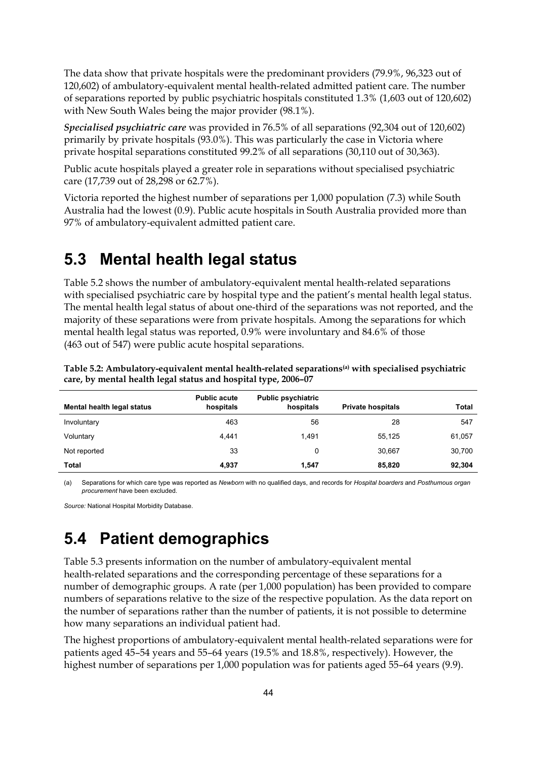The data show that private hospitals were the predominant providers (79.9%, 96,323 out of 120,602) of ambulatory-equivalent mental health-related admitted patient care. The number of separations reported by public psychiatric hospitals constituted 1.3% (1,603 out of 120,602) with New South Wales being the major provider (98.1%).

***Specialised psychiatric care*** was provided in 76.5% of all separations (92,304 out of 120,602) primarily by private hospitals (93.0%). This was particularly the case in Victoria where private hospital separations constituted 99.2% of all separations (30,110 out of 30,363).

Public acute hospitals played a greater role in separations without specialised psychiatric care (17,739 out of 28,298 or 62.7%).

Victoria reported the highest number of separations per 1,000 population (7.3) while South Australia had the lowest (0.9). Public acute hospitals in South Australia provided more than 97% of ambulatory-equivalent admitted patient care.

# 5.3 Mental health legal status

Table 5.2 shows the number of ambulatory-equivalent mental health-related separations with specialised psychiatric care by hospital type and the patient's mental health legal status. The mental health legal status of about one-third of the separations was not reported, and the majority of these separations were from private hospitals. Among the separations for which mental health legal status was reported, 0.9% were involuntary and 84.6% of those (463 out of 547) were public acute hospital separations.

**Table 5.2: Ambulatory-equivalent mental health-related separations[(a)] with specialised psychiatric care, by mental health legal status and hospital type, 2006–07**

| Mental health legal status | Public acute hospitals | Public psychiatric hospitals | Private hospitals | Total |
|---|---|---|---|---|
| Involuntary | 463 | 56 | 28 | 547 |
| Voluntary | 4,441 | 1,491 | 55,125 | 61,057 |
| Not reported | 33 | 0 | 30,667 | 30,700 |
| **Total** | **4,937** | **1,547** | **85,820** | **92,304** |

(a) Separations for which care type was reported as *Newborn* with no qualified days, and records for *Hospital boarders* and *Posthumous organ procurement* have been excluded.

*Source:* National Hospital Morbidity Database.

# 5.4 Patient demographics

Table 5.3 presents information on the number of ambulatory-equivalent mental health-related separations and the corresponding percentage of these separations for a number of demographic groups. A rate (per 1,000 population) has been provided to compare numbers of separations relative to the size of the respective population. As the data report on the number of separations rather than the number of patients, it is not possible to determine how many separations an individual patient had.

The highest proportions of ambulatory-equivalent mental health-related separations were for patients aged 45–54 years and 55–64 years (19.5% and 18.8%, respectively). However, the highest number of separations per 1,000 population was for patients aged 55–64 years (9.9).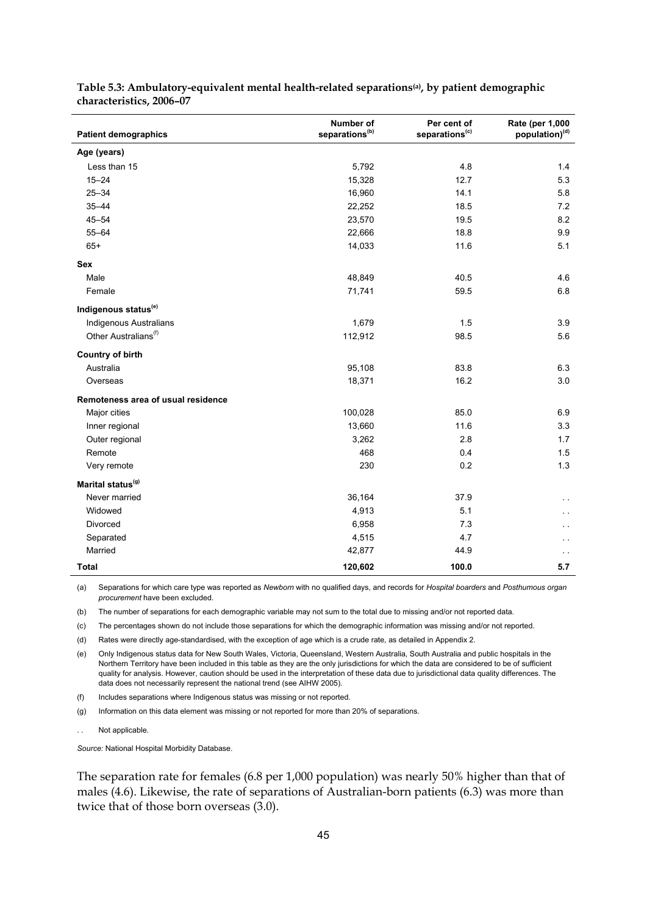**Table 5.3: Ambulatory-equivalent mental health-related separations[(a)], by patient demographic characteristics, 2006–07**

| Patient demographics | Number of separations[(b)] | Per cent of separations[(c)] | Rate (per 1,000 population)[(d)] |
|---|---|---|---|
| **Age (years)** | | | |
| Less than 15 | 5,792 | 4.8 | 1.4 |
| 15–24 | 15,328 | 12.7 | 5.3 |
| 25–34 | 16,960 | 14.1 | 5.8 |
| 35–44 | 22,252 | 18.5 | 7.2 |
| 45–54 | 23,570 | 19.5 | 8.2 |
| 55–64 | 22,666 | 18.8 | 9.9 |
| 65+ | 14,033 | 11.6 | 5.1 |
| **Sex** | | | |
| Male | 48,849 | 40.5 | 4.6 |
| Female | 71,741 | 59.5 | 6.8 |
| **Indigenous status[(e)]** | | | |
| Indigenous Australians | 1,679 | 1.5 | 3.9 |
| Other Australians[(f)] | 112,912 | 98.5 | 5.6 |
| **Country of birth** | | | |
| Australia | 95,108 | 83.8 | 6.3 |
| Overseas | 18,371 | 16.2 | 3.0 |
| **Remoteness area of usual residence** | | | |
| Major cities | 100,028 | 85.0 | 6.9 |
| Inner regional | 13,660 | 11.6 | 3.3 |
| Outer regional | 3,262 | 2.8 | 1.7 |
| Remote | 468 | 0.4 | 1.5 |
| Very remote | 230 | 0.2 | 1.3 |
| **Marital status[(g)]** | | | |
| Never married | 36,164 | 37.9 | . . |
| Widowed | 4,913 | 5.1 | . . |
| Divorced | 6,958 | 7.3 | . . |
| Separated | 4,515 | 4.7 | . . |
| Married | 42,877 | 44.9 | . . |
| **Total** | **120,602** | **100.0** | **5.7** |

(a) Separations for which care type was reported as *Newborn* with no qualified days, and records for *Hospital boarders* and *Posthumous organ procurement* have been excluded.

(b) The number of separations for each demographic variable may not sum to the total due to missing and/or not reported data.

(c) The percentages shown do not include those separations for which the demographic information was missing and/or not reported.

(d) Rates were directly age-standardised, with the exception of age which is a crude rate, as detailed in Appendix 2.

(e) Only Indigenous status data for New South Wales, Victoria, Queensland, Western Australia, South Australia and public hospitals in the Northern Territory have been included in this table as they are the only jurisdictions for which the data are considered to be of sufficient quality for analysis. However, caution should be used in the interpretation of these data due to jurisdictional data quality differences. The data does not necessarily represent the national trend (see AIHW 2005).

(f) Includes separations where Indigenous status was missing or not reported.

(g) Information on this data element was missing or not reported for more than 20% of separations.

. . Not applicable.

*Source:* National Hospital Morbidity Database.

The separation rate for females (6.8 per 1,000 population) was nearly 50% higher than that of males (4.6). Likewise, the rate of separations of Australian-born patients (6.3) was more than twice that of those born overseas (3.0).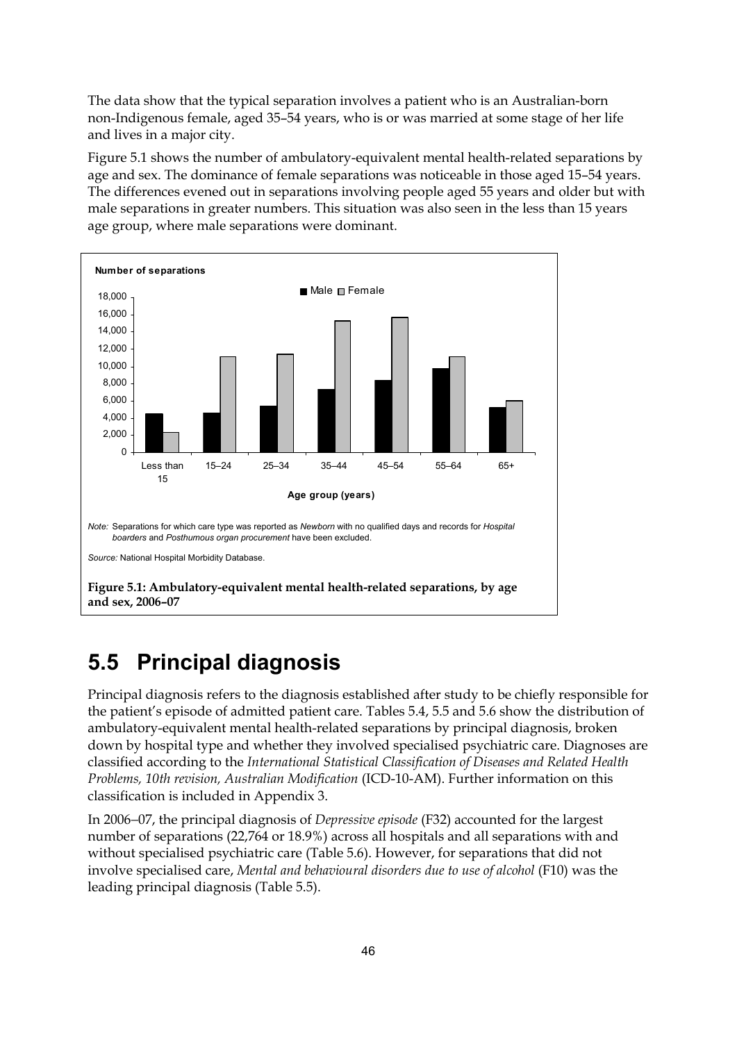The data show that the typical separation involves a patient who is an Australian-born non-Indigenous female, aged 35–54 years, who is or was married at some stage of her life and lives in a major city.

Figure 5.1 shows the number of ambulatory-equivalent mental health-related separations by age and sex. The dominance of female separations was noticeable in those aged 15–54 years. The differences evened out in separations involving people aged 55 years and older but with male separations in greater numbers. This situation was also seen in the less than 15 years age group, where male separations were dominant.

*Note:* Separations for which care type was reported as *Newborn* with no qualified days and records for *Hospital boarders* and *Posthumous organ procurement* have been excluded.

*Source:* National Hospital Morbidity Database.

**Figure 5.1: Ambulatory-equivalent mental health-related separations, by age and sex, 2006–07**

## 5.5 Principal diagnosis

Principal diagnosis refers to the diagnosis established after study to be chiefly responsible for the patient's episode of admitted patient care. Tables 5.4, 5.5 and 5.6 show the distribution of ambulatory-equivalent mental health-related separations by principal diagnosis, broken down by hospital type and whether they involved specialised psychiatric care. Diagnoses are classified according to the *International Statistical Classification of Diseases and Related Health Problems, 10th revision, Australian Modification* (ICD-10-AM). Further information on this classification is included in Appendix 3.

In 2006–07, the principal diagnosis of *Depressive episode* (F32) accounted for the largest number of separations (22,764 or 18.9%) across all hospitals and all separations with and without specialised psychiatric care (Table 5.6). However, for separations that did not involve specialised care, *Mental and behavioural disorders due to use of alcohol* (F10) was the leading principal diagnosis (Table 5.5).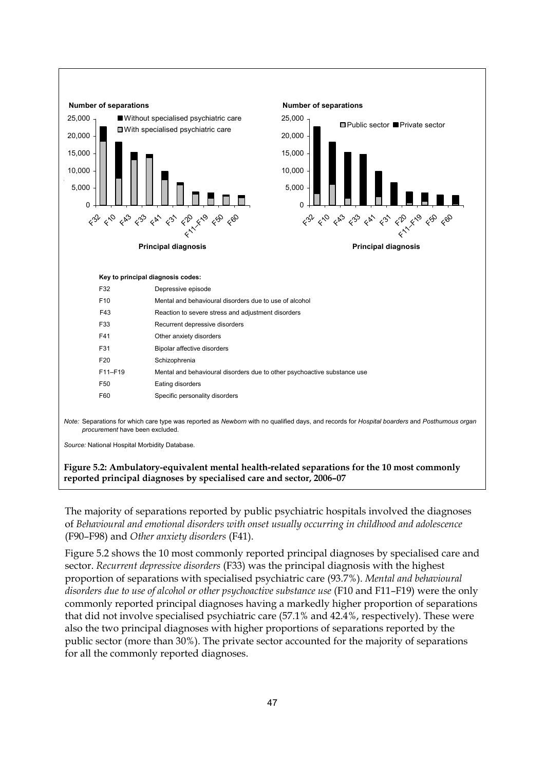**Key to principal diagnosis codes:**

| Code | Description |
|---|---|
| F32 | Depressive episode |
| F10 | Mental and behavioural disorders due to use of alcohol |
| F43 | Reaction to severe stress and adjustment disorders |
| F33 | Recurrent depressive disorders |
| F41 | Other anxiety disorders |
| F31 | Bipolar affective disorders |
| F20 | Schizophrenia |
| F11–F19 | Mental and behavioural disorders due to other psychoactive substance use |
| F50 | Eating disorders |
| F60 | Specific personality disorders |

*Note:* Separations for which care type was reported as *Newborn* with no qualified days, and records for *Hospital boarders* and *Posthumous organ procurement* have been excluded.

*Source:* National Hospital Morbidity Database.

**Figure 5.2: Ambulatory-equivalent mental health-related separations for the 10 most commonly reported principal diagnoses by specialised care and sector, 2006–07**

The majority of separations reported by public psychiatric hospitals involved the diagnoses of *Behavioural and emotional disorders with onset usually occurring in childhood and adolescence* (F90–F98) and *Other anxiety disorders* (F41).

Figure 5.2 shows the 10 most commonly reported principal diagnoses by specialised care and sector. *Recurrent depressive disorders* (F33) was the principal diagnosis with the highest proportion of separations with specialised psychiatric care (93.7%). *Mental and behavioural disorders due to use of alcohol or other psychoactive substance use* (F10 and F11–F19) were the only commonly reported principal diagnoses having a markedly higher proportion of separations that did not involve specialised psychiatric care (57.1% and 42.4%, respectively). These were also the two principal diagnoses with higher proportions of separations reported by the public sector (more than 30%). The private sector accounted for the majority of separations for all the commonly reported diagnoses.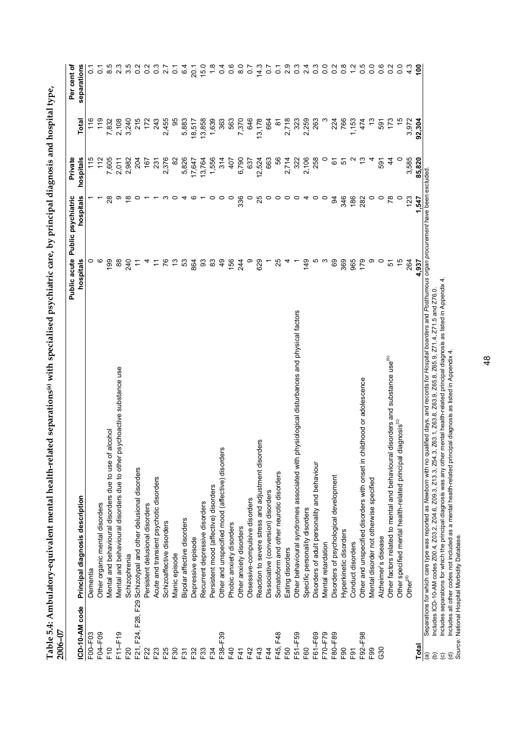**Table 5.4: Ambulatory-equivalent mental health-related separations[(a)] with specialised psychiatric care, by principal diagnosis and hospital type, 2006–07**

| ICD-10-AM code | Principal diagnosis description | Public acute hospitals | Public psychiatric hospitals | Private hospitals | Total | Per cent of separations |
|---|---|---|---|---|---|---|
| F00–F03 | Dementia | 0 | 1 | 115 | 116 | 0.1 |
| F04–F09 | Other organic mental disorders | 6 | 1 | 112 | 119 | 0.1 |
| F10 | Mental and behavioural disorders due to use of alcohol | 199 | 28 | 7,605 | 7,832 | 8.5 |
| F11–F19 | Mental and behavioural disorders due to other psychoactive substance use | 88 | 9 | 2,011 | 2,108 | 2.3 |
| F20 | Schizophrenia | 240 | 18 | 2,982 | 3,240 | 3.5 |
| F21, F24, F28, F29 | Schizotypal and other delusional disorders | 11 | 0 | 204 | 215 | 0.2 |
| F22 | Persistent delusional disorders | 4 | 1 | 167 | 172 | 0.2 |
| F23 | Acute and transient psychotic disorders | 11 | 1 | 231 | 243 | 0.3 |
| F25 | Schizoaffective disorders | 76 | 3 | 2,376 | 2,455 | 2.7 |
| F30 | Manic episode | 13 | 0 | 82 | 95 | 0.1 |
| F31 | Bipolar affective disorders | 53 | 4 | 5,826 | 5,883 | 6.4 |
| F32 | Depressive episode | 864 | 6 | 17,647 | 18,517 | 20.1 |
| F33 | Recurrent depressive disorders | 93 | 1 | 13,764 | 13,858 | 15.0 |
| F34 | Persistent mood (affective) disorders | 83 | 0 | 1,556 | 1,639 | 1.8 |
| F38–F39 | Other and unspecified mood (affective) disorders | 49 | 0 | 314 | 363 | 0.4 |
| F40 | Phobic anxiety disorders | 156 | 0 | 407 | 563 | 0.6 |
| F41 | Other anxiety disorders | 244 | 336 | 6,790 | 7,370 | 8.0 |
| F42 | Obsessive-compulsive disorders | 9 | 0 | 637 | 646 | 0.7 |
| F43 | Reaction to severe stress and adjustment disorders | 629 | 25 | 12,524 | 13,178 | 14.3 |
| F44 | Dissociative (conversion) disorders | 1 | 0 | 663 | 664 | 0.7 |
| F45, F48 | Somatoform and other neurotic disorders | 25 | 0 | 56 | 81 | 0.1 |
| F50 | Eating disorders | 4 | 0 | 2,714 | 2,718 | 2.9 |
| F51–F59 | Other behavioural syndromes associated with physiological disturbances and physical factors | 1 | 0 | 322 | 323 | 0.3 |
| F60 | Specific personality disorders | 149 | 4 | 2,106 | 2,259 | 2.4 |
| F61–F69 | Disorders of adult personality and behaviour | 5 | 0 | 258 | 263 | 0.3 |
| F70–F79 | Mental retardation | 3 | 0 | 0 | 3 | 0.0 |
| F80–F89 | Disorders of psychological development | 69 | 94 | 61 | 224 | 0.2 |
| F90 | Hyperkinetic disorders | 369 | 346 | 51 | 766 | 0.8 |
| F91 | Conduct disorders | 965 | 186 | 2 | 1,153 | 1.2 |
| F92–F98 | Other and unspecified disorders with onset in childhood or adolescence | 179 | 282 | 13 | 474 | 0.5 |
| F99 | Mental disorder not otherwise specified | 9 | 0 | 4 | 13 | 0.0 |
| G30 | Alzheimer's disease | 0 | 0 | 591 | 591 | 0.6 |
| | Other factors related to mental and behavioural disorders and substance use[(b)] | 51 | 78 | 44 | 173 | 0.2 |
| | Other specified mental health-related principal diagnosis[(c)] | 15 | 0 | 0 | 15 | 0.0 |
| | Other[(d)] | 264 | 123 | 3,585 | 3,972 | 4.3 |
| **Total** | | **4,937** | **1,547** | **85,820** | **92,304** | **100** |

(a) Separations for which care type was reported as *Newborn* with no qualified days, and records for *Hospital boarders* and *Posthumous organ procurement* have been excluded.
(b) Includes ICD-10-AM codes Z00.4, Z03.2, Z04.6, Z09.3, Z13.3, Z54.3, Z63.1, Z63.8, Z63.9, Z65.8, Z65.9, Z71.4, Z71.5 and Z76.0.
(c) Includes separations for which the principal diagnosis was any other mental health-related principal diagnosis as listed in Appendix 4.
(d) Includes all other codes not included as a mental health-related principal diagnosis as listed in Appendix 4.
*Source:* National Hospital Morbidity Database.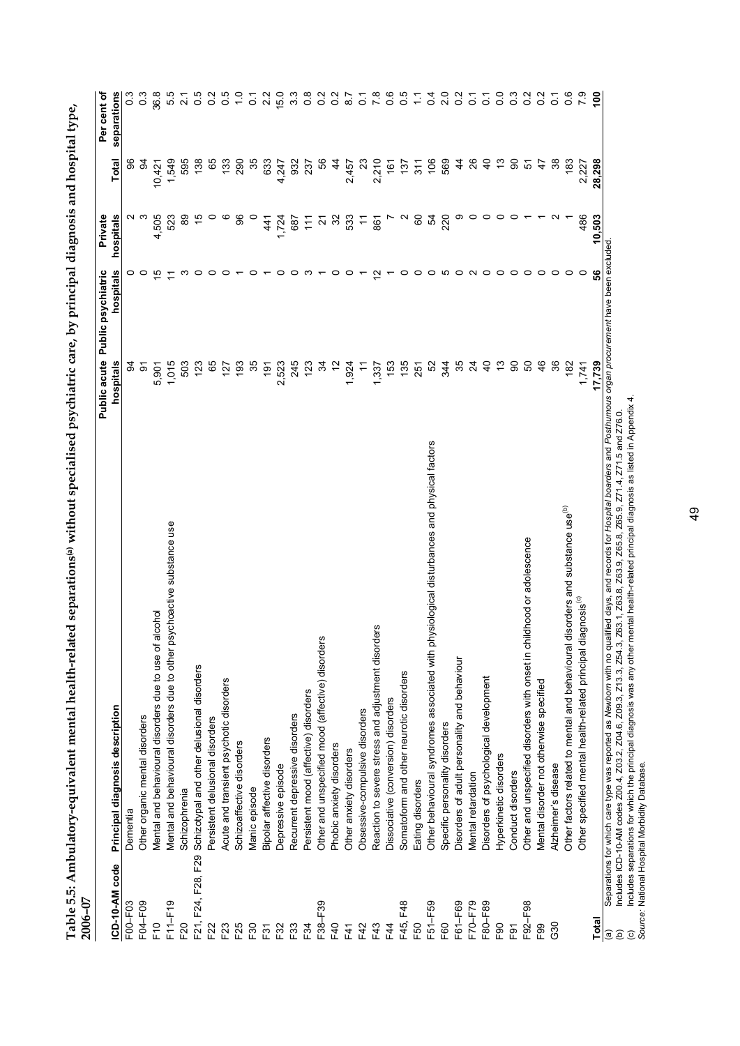**Table 5.5: Ambulatory-equivalent mental health-related separations[(a)] without specialised psychiatric care, by principal diagnosis and hospital type, 2006–07**

| ICD-10-AM code | Principal diagnosis description | Public acute hospitals | Public psychiatric hospitals | Private hospitals | Total | Per cent of separations |
|---|---|---|---|---|---|---|
| F00–F03 | Dementia | 94 | 0 | 2 | 96 | 0.3 |
| F04–F09 | Other organic mental disorders | 91 | 0 | 3 | 94 | 0.3 |
| F10 | Mental and behavioural disorders due to use of alcohol | 5,901 | 15 | 4,505 | 10,421 | 36.8 |
| F11–F19 | Mental and behavioural disorders due to other psychoactive substance use | 1,015 | 11 | 523 | 1,549 | 5.5 |
| F20 | Schizophrenia | 503 | 3 | 89 | 595 | 2.1 |
| F21, F24, F28, F29 | Schizotypal and other delusional disorders | 123 | 0 | 15 | 138 | 0.5 |
| F22 | Persistent delusional disorders | 65 | 0 | 0 | 65 | 0.2 |
| F23 | Acute and transient psychotic disorders | 127 | 0 | 6 | 133 | 0.5 |
| F25 | Schizoaffective disorders | 193 | 1 | 96 | 290 | 1.0 |
| F30 | Manic episode | 35 | 0 | 0 | 35 | 0.1 |
| F31 | Bipolar affective disorders | 191 | 1 | 441 | 633 | 2.2 |
| F32 | Depressive episode | 2,523 | 0 | 1,724 | 4,247 | 15.0 |
| F33 | Recurrent depressive disorders | 245 | 0 | 687 | 932 | 3.3 |
| F34 | Persistent mood (affective) disorders | 123 | 3 | 111 | 237 | 0.8 |
| F38–F39 | Other and unspecified mood (affective) disorders | 34 | 1 | 21 | 56 | 0.2 |
| F40 | Phobic anxiety disorders | 12 | 0 | 32 | 44 | 0.2 |
| F41 | Other anxiety disorders | 1,924 | 0 | 533 | 2,457 | 8.7 |
| F42 | Obsessive-compulsive disorders | 11 | 1 | 11 | 23 | 0.1 |
| F43 | Reaction to severe stress and adjustment disorders | 1,337 | 12 | 861 | 2,210 | 7.8 |
| F44 | Dissociative (conversion) disorders | 153 | 1 | 7 | 161 | 0.6 |
| F45, F48 | Somatoform and other neurotic disorders | 135 | 0 | 2 | 137 | 0.5 |
| F50 | Eating disorders | 251 | 0 | 60 | 311 | 1.1 |
| F51–F59 | Other behavioural syndromes associated with physiological disturbances and physical factors | 52 | 0 | 54 | 106 | 0.4 |
| F60 | Specific personality disorders | 344 | 5 | 220 | 569 | 2.0 |
| F61–F69 | Disorders of adult personality and behaviour | 35 | 0 | 9 | 44 | 0.2 |
| F70–F79 | Mental retardation | 24 | 2 | 0 | 26 | 0.1 |
| F80–F89 | Disorders of psychological development | 40 | 0 | 0 | 40 | 0.1 |
| F90 | Hyperkinetic disorders | 13 | 0 | 0 | 13 | 0.0 |
| F91 | Conduct disorders | 90 | 0 | 0 | 90 | 0.3 |
| F92–F98 | Other and unspecified disorders with onset in childhood or adolescence | 50 | 0 | 1 | 51 | 0.2 |
| F99 | Mental disorder not otherwise specified | 46 | 0 | 1 | 47 | 0.2 |
| G30 | Alzheimer's disease | 36 | 0 | 2 | 38 | 0.1 |
| | Other factors related to mental and behavioural disorders and substance use[(b)] | 182 | 0 | 1 | 183 | 0.6 |
| | Other specified mental health-related principal diagnosis[(c)] | 1,741 | 0 | 486 | 2,227 | 7.9 |
| **Total** | | **17,739** | **56** | **10,503** | **28,298** | **100** |

(a) Separations for which care type was reported as *Newborn* with no qualified days, and records for *Hospital boarders* and *Posthumous organ procurement* have been excluded.
(b) Includes ICD-10-AM codes Z00.4, Z03.2, Z04.6, Z09.3, Z13.3, Z54.3, Z63.1, Z63.8, Z63.9, Z65.8, Z65.9, Z71.4, Z71.5 and Z76.0.
(c) Includes separations for which the principal diagnosis was any other mental health-related principal diagnosis as listed in Appendix 4.
*Source:* National Hospital Morbidity Database.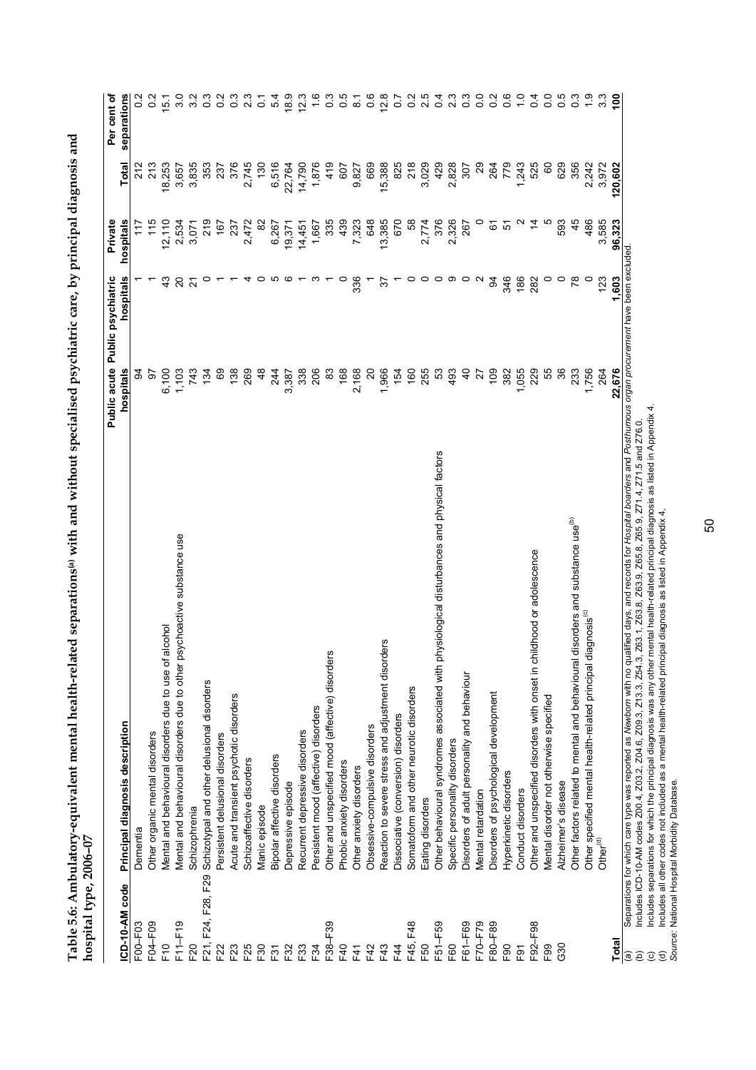**Table 5.6: Ambulatory-equivalent mental health-related separations[(a)] with and without specialised psychiatric care, by principal diagnosis and hospital type, 2006–07**

| ICD-10-AM code | Principal diagnosis description | Public acute hospitals | Public psychiatric hospitals | Private hospitals | Total | Per cent of separations |
|---|---|---|---|---|---|---|
| F00–F03 | Dementia | 94 | 1 | 117 | 212 | 0.2 |
| F04–F09 | Other organic mental disorders | 97 | 1 | 115 | 213 | 0.2 |
| F10 | Mental and behavioural disorders due to use of alcohol | 6,100 | 43 | 12,110 | 18,253 | 15.1 |
| F11–F19 | Mental and behavioural disorders due to other psychoactive substance use | 1,103 | 20 | 2,534 | 3,657 | 3.0 |
| F20 | Schizophrenia | 743 | 21 | 3,071 | 3,835 | 3.2 |
| F21, F24, F28, F29 | Schizotypal and other delusional disorders | 134 | 0 | 219 | 353 | 0.3 |
| F22 | Persistent delusional disorders | 69 | 1 | 167 | 237 | 0.2 |
| F23 | Acute and transient psychotic disorders | 138 | 1 | 237 | 376 | 0.3 |
| F25 | Schizoaffective disorders | 269 | 4 | 2,472 | 2,745 | 2.3 |
| F30 | Manic episode | 48 | 0 | 82 | 130 | 0.1 |
| F31 | Bipolar affective disorders | 244 | 5 | 6,267 | 6,516 | 5.4 |
| F32 | Depressive episode | 3,387 | 6 | 19,371 | 22,764 | 18.9 |
| F33 | Recurrent depressive disorders | 338 | 1 | 14,451 | 14,790 | 12.3 |
| F34 | Persistent mood (affective) disorders | 206 | 3 | 1,667 | 1,876 | 1.6 |
| F38–F39 | Other and unspecified mood (affective) disorders | 83 | 1 | 335 | 419 | 0.3 |
| F40 | Phobic anxiety disorders | 168 | 0 | 439 | 607 | 0.5 |
| F41 | Other anxiety disorders | 2,168 | 336 | 7,323 | 9,827 | 8.1 |
| F42 | Obsessive-compulsive disorders | 20 | 1 | 648 | 669 | 0.6 |
| F43 | Reaction to severe stress and adjustment disorders | 1,966 | 37 | 13,385 | 15,388 | 12.8 |
| F44 | Dissociative (conversion) disorders | 154 | 1 | 670 | 825 | 0.7 |
| F45, F48 | Somatoform and other neurotic disorders | 160 | 0 | 58 | 218 | 0.2 |
| F50 | Eating disorders | 255 | 0 | 2,774 | 3,029 | 2.5 |
| F51–F59 | Other behavioural syndromes associated with physiological disturbances and physical factors | 53 | 0 | 376 | 429 | 0.4 |
| F60 | Specific personality disorders | 493 | 9 | 2,326 | 2,828 | 2.3 |
| F61–F69 | Disorders of adult personality and behaviour | 40 | 0 | 267 | 307 | 0.3 |
| F70–F79 | Mental retardation | 27 | 2 | 0 | 29 | 0.0 |
| F80–F89 | Disorders of psychological development | 109 | 94 | 61 | 264 | 0.2 |
| F90 | Hyperkinetic disorders | 382 | 346 | 51 | 779 | 0.6 |
| F91 | Conduct disorders | 1,055 | 186 | 2 | 1,243 | 1.0 |
| F92–F98 | Other and unspecified disorders with onset in childhood or adolescence | 229 | 282 | 14 | 525 | 0.4 |
| F99 | Mental disorder not otherwise specified | 55 | 0 | 5 | 60 | 0.0 |
| G30 | Alzheimer's disease | 36 | 0 | 593 | 629 | 0.5 |
| | Other factors related to mental and behavioural disorders and substance use[(b)] | 233 | 78 | 45 | 356 | 0.3 |
| | Other specified mental health-related principal diagnosis[(c)] | 1,756 | 0 | 486 | 2,242 | 1.9 |
| | Other[(d)] | 264 | 123 | 3,585 | 3,972 | 3.3 |
| **Total** | | **22,676** | **1,603** | **96,323** | **120,602** | **100** |

(a) Separations for which care type was reported as *Newborn* with no qualified days, and records for *Hospital boarders* and *Posthumous organ procurement* have been excluded.
(b) Includes ICD-10-AM codes Z00.4, Z03.2, Z04.6, Z09.3, Z13.3, Z54.3, Z63.1, Z63.8, Z63.9, Z65.8, Z65.9, Z71.4, Z71.5 and Z76.0.
(c) Includes separations for which the principal diagnosis was any other mental health-related principal diagnosis as listed in Appendix 4.
(d) Includes all other codes not included as a mental health-related principal diagnosis as listed in Appendix 4.
*Source:* National Hospital Morbidity Database.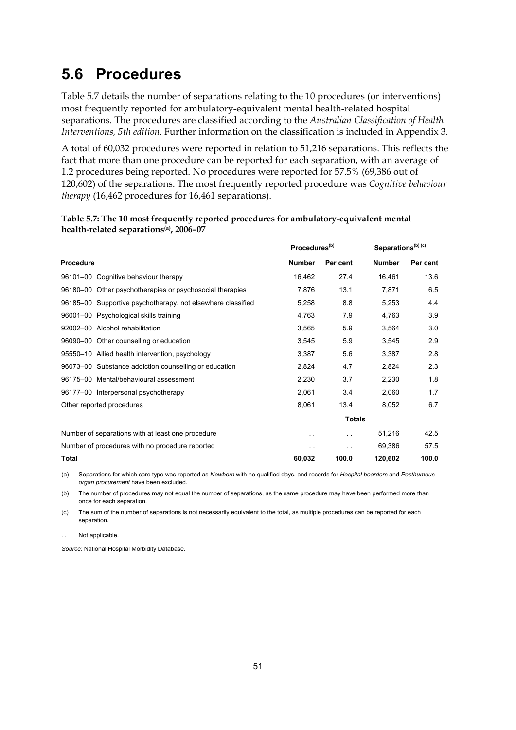## 5.6 Procedures

Table 5.7 details the number of separations relating to the 10 procedures (or interventions) most frequently reported for ambulatory-equivalent mental health-related hospital separations. The procedures are classified according to the *Australian Classification of Health Interventions, 5th edition*. Further information on the classification is included in Appendix 3.

A total of 60,032 procedures were reported in relation to 51,216 separations. This reflects the fact that more than one procedure can be reported for each separation, with an average of 1.2 procedures being reported. No procedures were reported for 57.5% (69,386 out of 120,602) of the separations. The most frequently reported procedure was *Cognitive behaviour therapy* (16,462 procedures for 16,461 separations).

**Table 5.7: The 10 most frequently reported procedures for ambulatory-equivalent mental health-related separations[(a)], 2006–07**

| | Procedures[(b)] | | Separations[(b) (c)] | |
|---|---|---|---|---|
| **Procedure** | **Number** | **Per cent** | **Number** | **Per cent** |
| 96101–00 Cognitive behaviour therapy | 16,462 | 27.4 | 16,461 | 13.6 |
| 96180–00 Other psychotherapies or psychosocial therapies | 7,876 | 13.1 | 7,871 | 6.5 |
| 96185–00 Supportive psychotherapy, not elsewhere classified | 5,258 | 8.8 | 5,253 | 4.4 |
| 96001–00 Psychological skills training | 4,763 | 7.9 | 4,763 | 3.9 |
| 92002–00 Alcohol rehabilitation | 3,565 | 5.9 | 3,564 | 3.0 |
| 96090–00 Other counselling or education | 3,545 | 5.9 | 3,545 | 2.9 |
| 95550–10 Allied health intervention, psychology | 3,387 | 5.6 | 3,387 | 2.8 |
| 96073–00 Substance addiction counselling or education | 2,824 | 4.7 | 2,824 | 2.3 |
| 96175–00 Mental/behavioural assessment | 2,230 | 3.7 | 2,230 | 1.8 |
| 96177–00 Interpersonal psychotherapy | 2,061 | 3.4 | 2,060 | 1.7 |
| Other reported procedures | 8,061 | 13.4 | 8,052 | 6.7 |
| | | **Totals** | | |
| Number of separations with at least one procedure | . . | . . | 51,216 | 42.5 |
| Number of procedures with no procedure reported | . . | . . | 69,386 | 57.5 |
| **Total** | **60,032** | **100.0** | **120,602** | **100.0** |

(a) Separations for which care type was reported as *Newborn* with no qualified days, and records for *Hospital boarders* and *Posthumous organ procurement* have been excluded.

(b) The number of procedures may not equal the number of separations, as the same procedure may have been performed more than once for each separation.

(c) The sum of the number of separations is not necessarily equivalent to the total, as multiple procedures can be reported for each separation.

. . Not applicable.

*Source:* National Hospital Morbidity Database.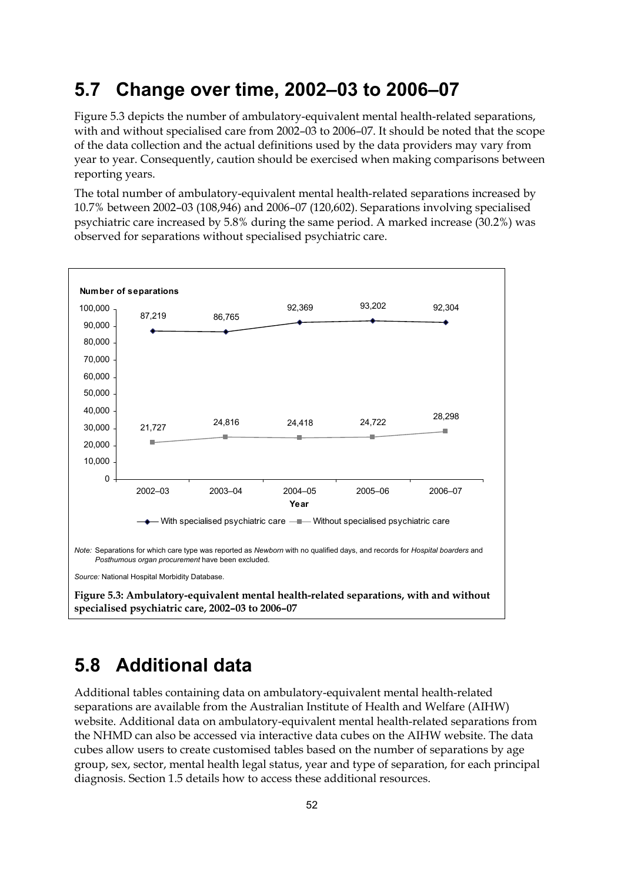## 5.7 Change over time, 2002–03 to 2006–07

Figure 5.3 depicts the number of ambulatory-equivalent mental health-related separations, with and without specialised care from 2002–03 to 2006–07. It should be noted that the scope of the data collection and the actual definitions used by the data providers may vary from year to year. Consequently, caution should be exercised when making comparisons between reporting years.

The total number of ambulatory-equivalent mental health-related separations increased by 10.7% between 2002–03 (108,946) and 2006–07 (120,602). Separations involving specialised psychiatric care increased by 5.8% during the same period. A marked increase (30.2%) was observed for separations without specialised psychiatric care.

Number of separations

100,000
90,000
80,000
70,000
60,000
50,000
40,000
30,000
20,000
10,000
0

87,219
86,765
92,369
93,202
92,304

21,727
24,816
24,418
24,722
28,298

2002–03
2003–04
2004–05
2005–06
2006–07

Year

With specialised psychiatric care
Without specialised psychiatric care

*Note:* Separations for which care type was reported as *Newborn* with no qualified days, and records for *Hospital boarders* and *Posthumous organ procurement* have been excluded.

*Source:* National Hospital Morbidity Database.

**Figure 5.3: Ambulatory-equivalent mental health-related separations, with and without specialised psychiatric care, 2002–03 to 2006–07**

## 5.8 Additional data

Additional tables containing data on ambulatory-equivalent mental health-related separations are available from the Australian Institute of Health and Welfare (AIHW) website. Additional data on ambulatory-equivalent mental health-related separations from the NHMD can also be accessed via interactive data cubes on the AIHW website. The data cubes allow users to create customised tables based on the number of separations by age group, sex, sector, mental health legal status, year and type of separation, for each principal diagnosis. Section 1.5 details how to access these additional resources.